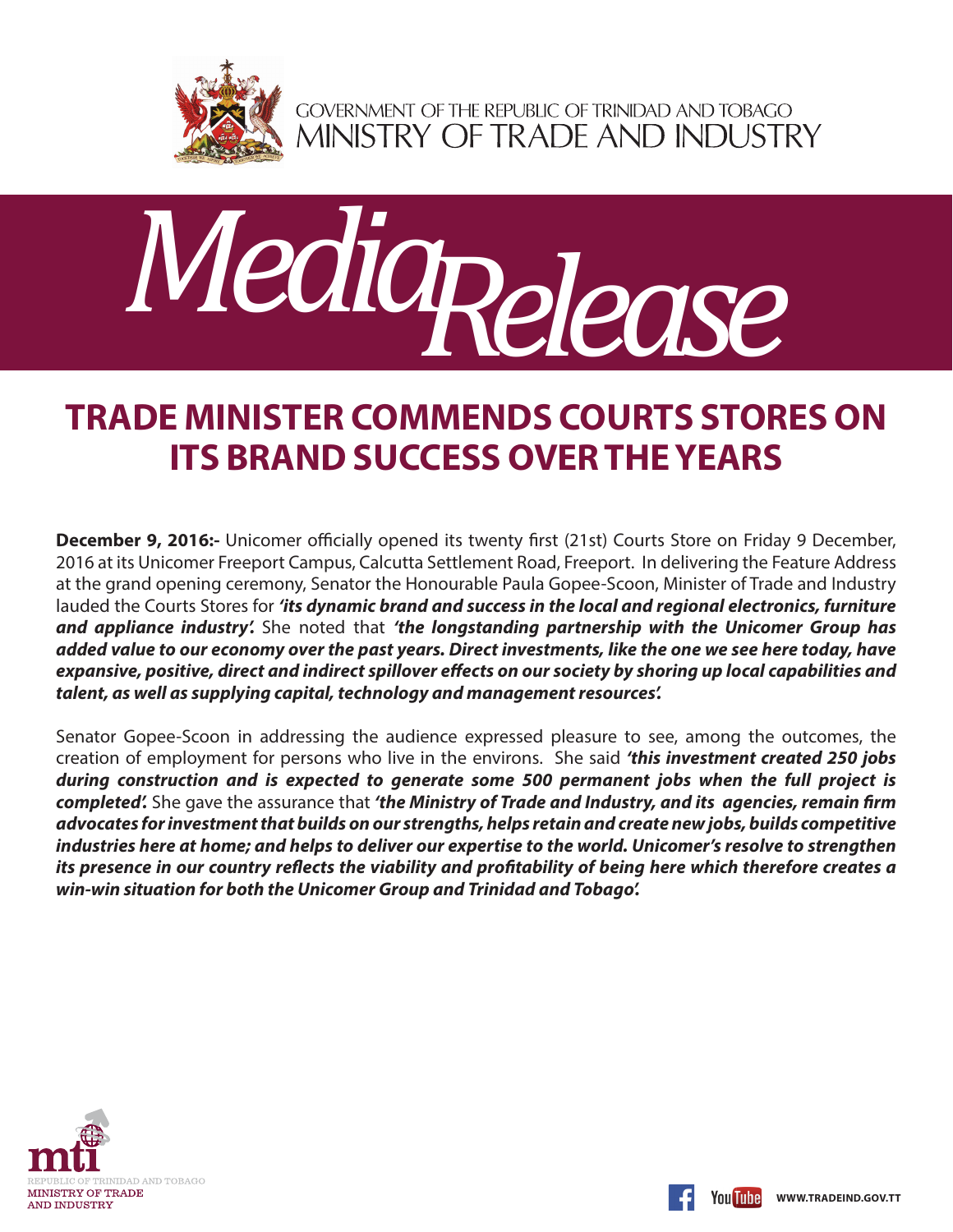GOVERNMENT OF THE REPUBLIC OF TRINIDAD AND TOBAGO
MINISTRY OF TRADE AND INDUSTRY

# Media Release

## TRADE MINISTER COMMENDS COURTS STORES ON ITS BRAND SUCCESS OVER THE YEARS

**December 9, 2016:-** Unicomer officially opened its twenty first (21st) Courts Store on Friday 9 December, 2016 at its Unicomer Freeport Campus, Calcutta Settlement Road, Freeport. In delivering the Feature Address at the grand opening ceremony, Senator the Honourable Paula Gopee-Scoon, Minister of Trade and Industry lauded the Courts Stores for ***'its dynamic brand and success in the local and regional electronics, furniture and appliance industry'.*** She noted that ***'the longstanding partnership with the Unicomer Group has added value to our economy over the past years. Direct investments, like the one we see here today, have expansive, positive, direct and indirect spillover effects on our society by shoring up local capabilities and talent, as well as supplying capital, technology and management resources'.***

Senator Gopee-Scoon in addressing the audience expressed pleasure to see, among the outcomes, the creation of employment for persons who live in the environs. She said ***'this investment created 250 jobs during construction and is expected to generate some 500 permanent jobs when the full project is completed'.*** She gave the assurance that ***'the Ministry of Trade and Industry, and its agencies, remain firm advocates for investment that builds on our strengths, helps retain and create new jobs, builds competitive industries here at home; and helps to deliver our expertise to the world. Unicomer's resolve to strengthen its presence in our country reflects the viability and profitability of being here which therefore creates a win-win situation for both the Unicomer Group and Trinidad and Tobago'.***

mti
REPUBLIC OF TRINIDAD AND TOBAGO
MINISTRY OF TRADE AND INDUSTRY

WWW.TRADEIND.GOV.TT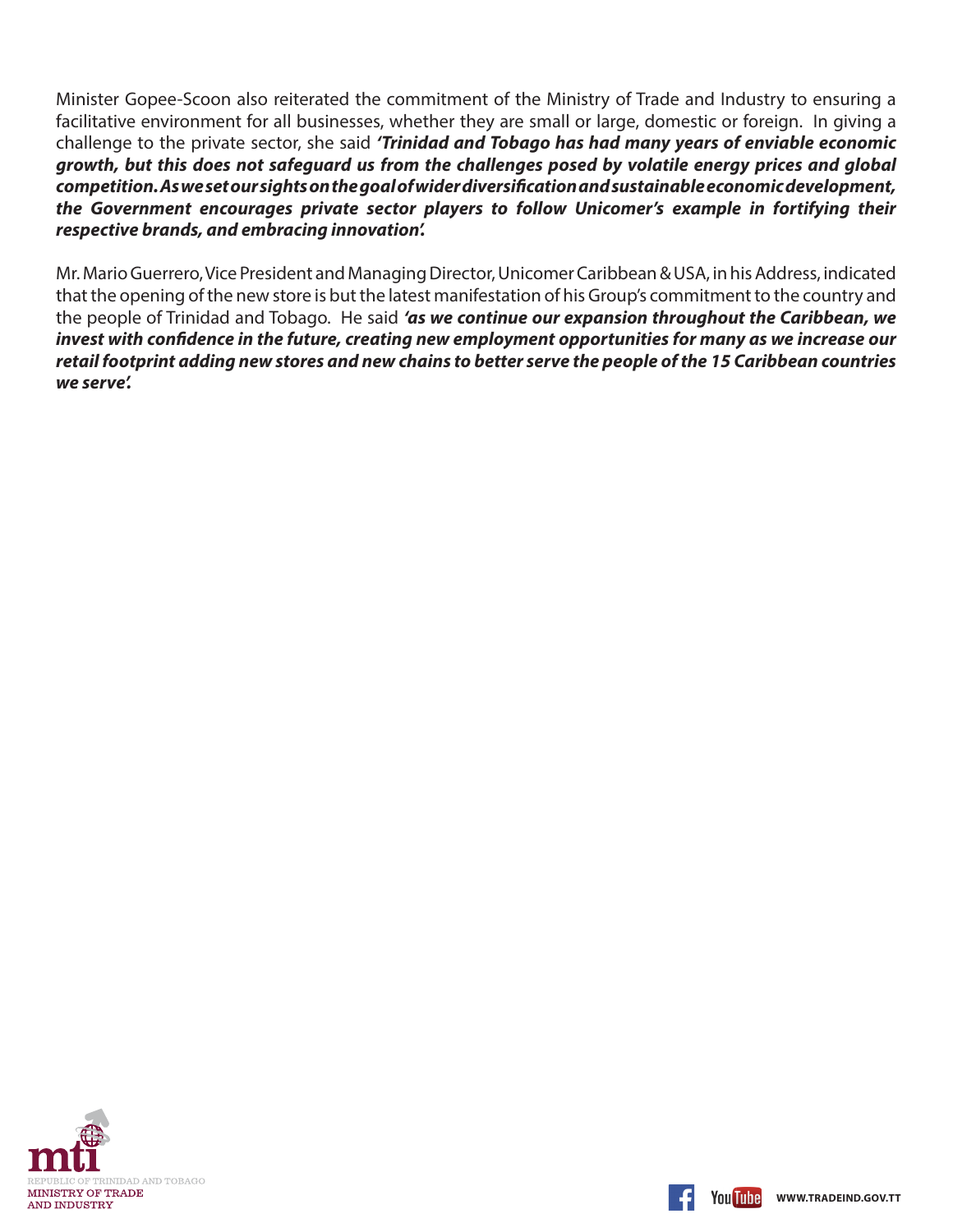Minister Gopee-Scoon also reiterated the commitment of the Ministry of Trade and Industry to ensuring a facilitative environment for all businesses, whether they are small or large, domestic or foreign. In giving a challenge to the private sector, she said ***'Trinidad and Tobago has had many years of enviable economic growth, but this does not safeguard us from the challenges posed by volatile energy prices and global competition. As we set our sights on the goal of wider diversification and sustainable economic development, the Government encourages private sector players to follow Unicomer's example in fortifying their respective brands, and embracing innovation'.***

Mr. Mario Guerrero, Vice President and Managing Director, Unicomer Caribbean & USA, in his Address, indicated that the opening of the new store is but the latest manifestation of his Group's commitment to the country and the people of Trinidad and Tobago. He said ***'as we continue our expansion throughout the Caribbean, we invest with confidence in the future, creating new employment opportunities for many as we increase our retail footprint adding new stores and new chains to better serve the people of the 15 Caribbean countries we serve'.***